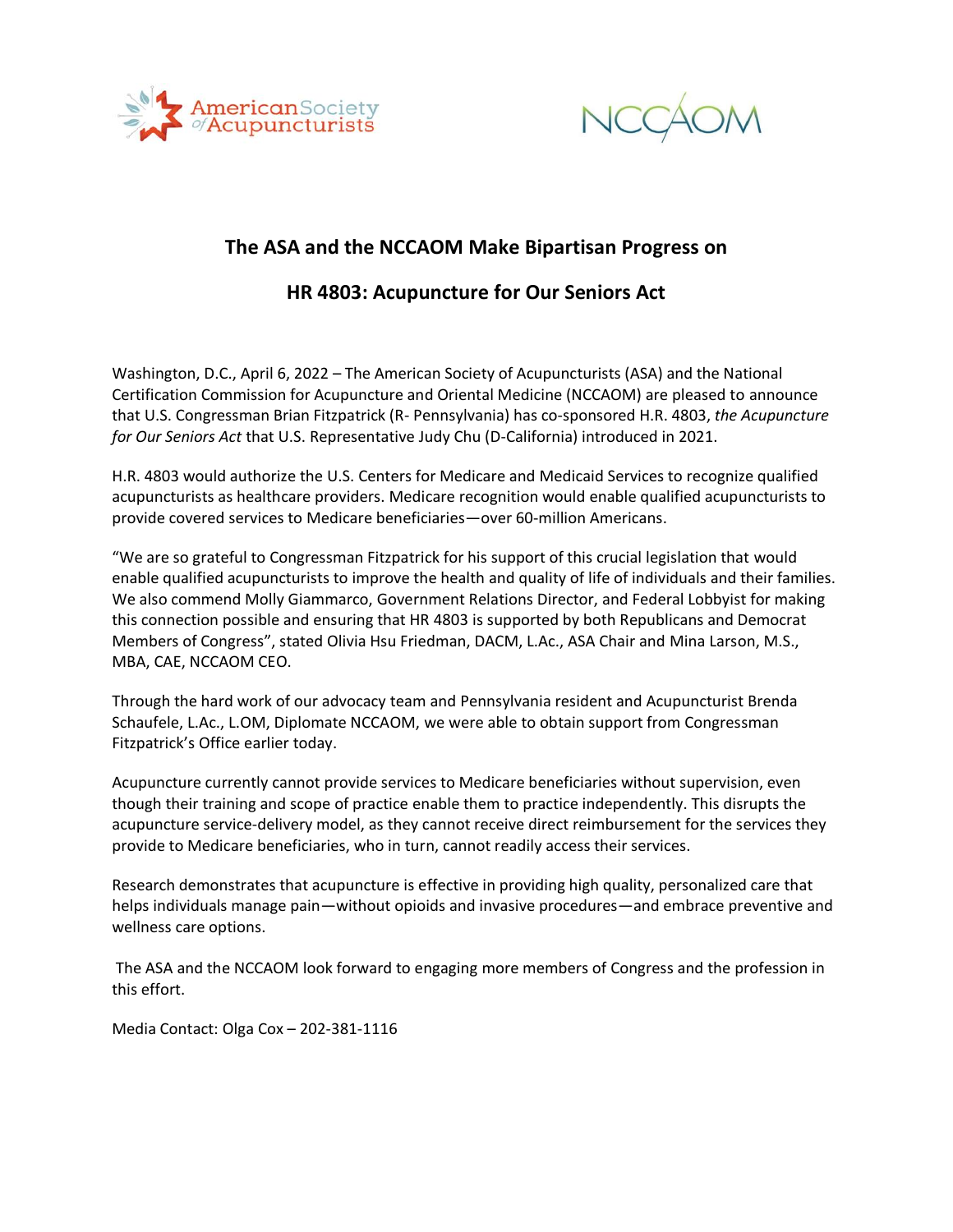American Society of Acupuncturists

NCCAOM

## The ASA and the NCCAOM Make Bipartisan Progress on

## HR 4803: Acupuncture for Our Seniors Act

Washington, D.C., April 6, 2022 – The American Society of Acupuncturists (ASA) and the National Certification Commission for Acupuncture and Oriental Medicine (NCCAOM) are pleased to announce that U.S. Congressman Brian Fitzpatrick (R- Pennsylvania) has co-sponsored H.R. 4803, *the Acupuncture for Our Seniors Act* that U.S. Representative Judy Chu (D-California) introduced in 2021.

H.R. 4803 would authorize the U.S. Centers for Medicare and Medicaid Services to recognize qualified acupuncturists as healthcare providers. Medicare recognition would enable qualified acupuncturists to provide covered services to Medicare beneficiaries—over 60-million Americans.

"We are so grateful to Congressman Fitzpatrick for his support of this crucial legislation that would enable qualified acupuncturists to improve the health and quality of life of individuals and their families. We also commend Molly Giammarco, Government Relations Director, and Federal Lobbyist for making this connection possible and ensuring that HR 4803 is supported by both Republicans and Democrat Members of Congress", stated Olivia Hsu Friedman, DACM, L.Ac., ASA Chair and Mina Larson, M.S., MBA, CAE, NCCAOM CEO.

Through the hard work of our advocacy team and Pennsylvania resident and Acupuncturist Brenda Schaufele, L.Ac., L.OM, Diplomate NCCAOM, we were able to obtain support from Congressman Fitzpatrick's Office earlier today.

Acupuncture currently cannot provide services to Medicare beneficiaries without supervision, even though their training and scope of practice enable them to practice independently. This disrupts the acupuncture service-delivery model, as they cannot receive direct reimbursement for the services they provide to Medicare beneficiaries, who in turn, cannot readily access their services.

Research demonstrates that acupuncture is effective in providing high quality, personalized care that helps individuals manage pain—without opioids and invasive procedures—and embrace preventive and wellness care options.

The ASA and the NCCAOM look forward to engaging more members of Congress and the profession in this effort.

Media Contact: Olga Cox – 202-381-1116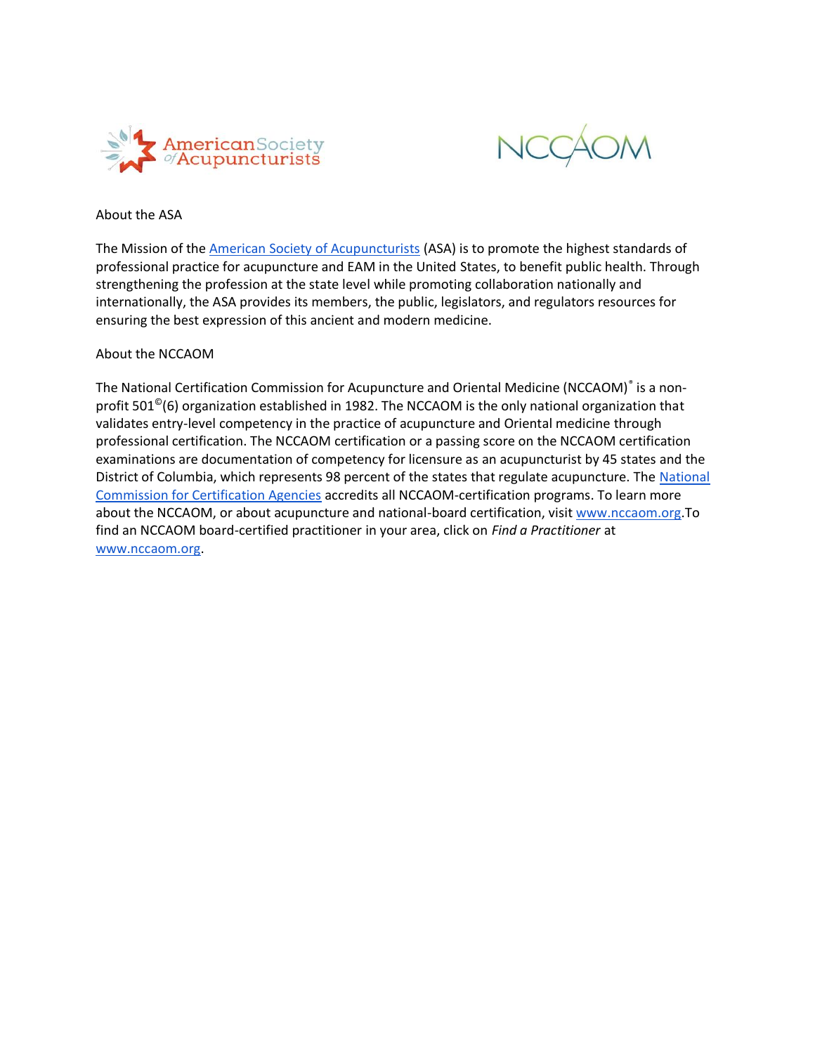About the ASA

The Mission of the American Society of Acupuncturists (ASA) is to promote the highest standards of professional practice for acupuncture and EAM in the United States, to benefit public health. Through strengthening the profession at the state level while promoting collaboration nationally and internationally, the ASA provides its members, the public, legislators, and regulators resources for ensuring the best expression of this ancient and modern medicine.

About the NCCAOM

The National Certification Commission for Acupuncture and Oriental Medicine (NCCAOM)® is a non-profit 501©(6) organization established in 1982. The NCCAOM is the only national organization that validates entry-level competency in the practice of acupuncture and Oriental medicine through professional certification. The NCCAOM certification or a passing score on the NCCAOM certification examinations are documentation of competency for licensure as an acupuncturist by 45 states and the District of Columbia, which represents 98 percent of the states that regulate acupuncture. The National Commission for Certification Agencies accredits all NCCAOM-certification programs. To learn more about the NCCAOM, or about acupuncture and national-board certification, visit www.nccaom.org.To find an NCCAOM board-certified practitioner in your area, click on *Find a Practitioner* at www.nccaom.org.